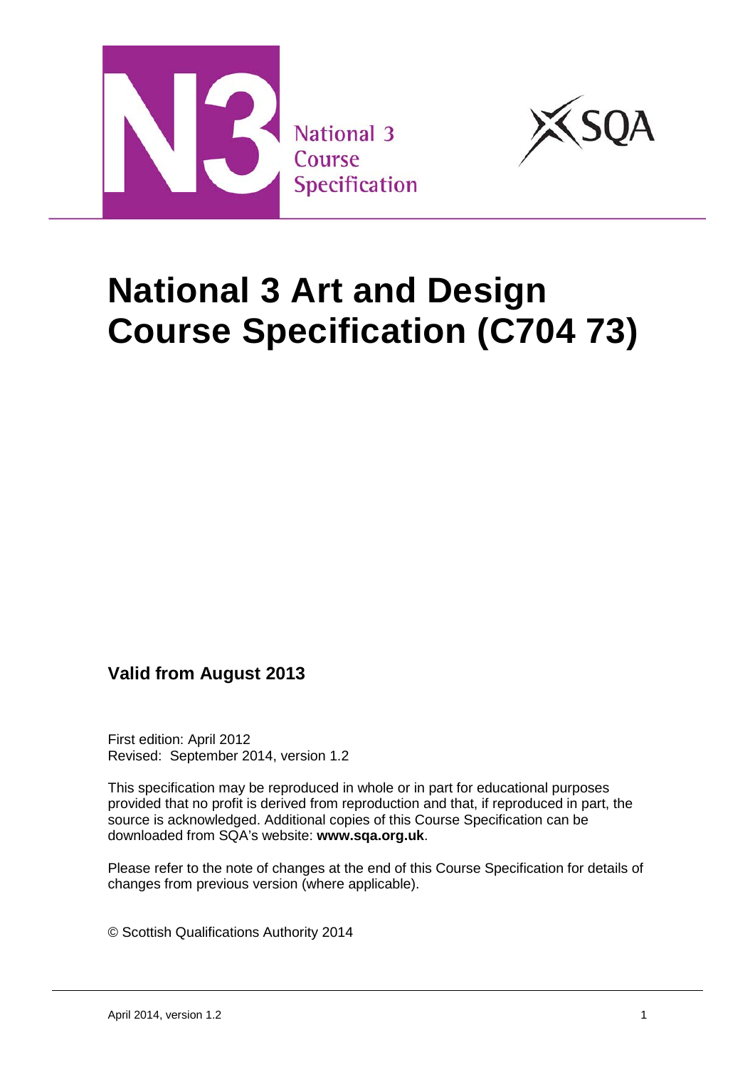National 3 Course Specification

# National 3 Art and Design Course Specification (C704 73)

**Valid from August 2013**

First edition: April 2012
Revised: September 2014, version 1.2

This specification may be reproduced in whole or in part for educational purposes provided that no profit is derived from reproduction and that, if reproduced in part, the source is acknowledged. Additional copies of this Course Specification can be downloaded from SQA's website: **www.sqa.org.uk**.

Please refer to the note of changes at the end of this Course Specification for details of changes from previous version (where applicable).

© Scottish Qualifications Authority 2014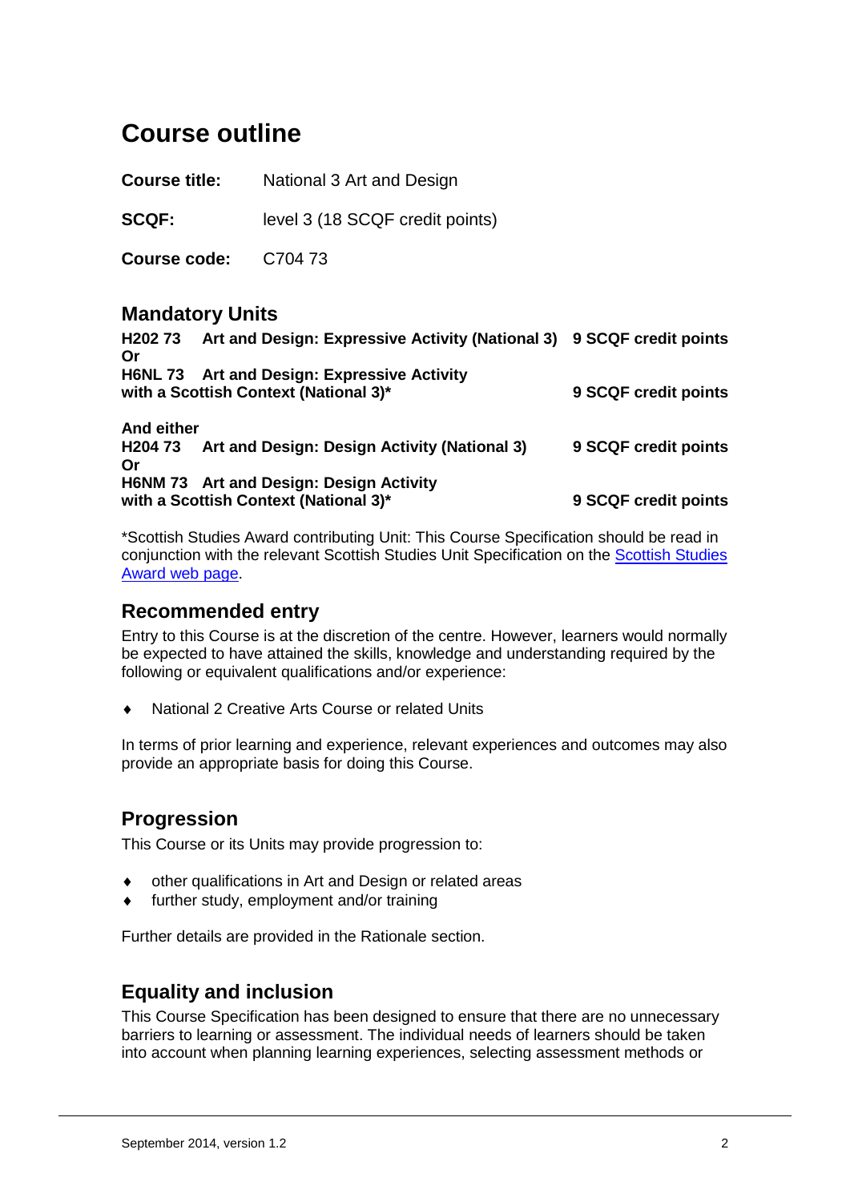# Course outline

**Course title:** National 3 Art and Design

**SCQF:** level 3 (18 SCQF credit points)

**Course code:** C704 73

## Mandatory Units

**H202 73 Art and Design: Expressive Activity (National 3)** **9 SCQF credit points**
**Or**
**H6NL 73 Art and Design: Expressive Activity with a Scottish Context (National 3)*** **9 SCQF credit points**

**And either**
**H204 73 Art and Design: Design Activity (National 3)** **9 SCQF credit points**
**Or**
**H6NM 73 Art and Design: Design Activity with a Scottish Context (National 3)*** **9 SCQF credit points**

*Scottish Studies Award contributing Unit: This Course Specification should be read in conjunction with the relevant Scottish Studies Unit Specification on the Scottish Studies Award web page.

## Recommended entry

Entry to this Course is at the discretion of the centre. However, learners would normally be expected to have attained the skills, knowledge and understanding required by the following or equivalent qualifications and/or experience:

- National 2 Creative Arts Course or related Units

In terms of prior learning and experience, relevant experiences and outcomes may also provide an appropriate basis for doing this Course.

## Progression

This Course or its Units may provide progression to:

- other qualifications in Art and Design or related areas
- further study, employment and/or training

Further details are provided in the Rationale section.

## Equality and inclusion

This Course Specification has been designed to ensure that there are no unnecessary barriers to learning or assessment. The individual needs of learners should be taken into account when planning learning experiences, selecting assessment methods or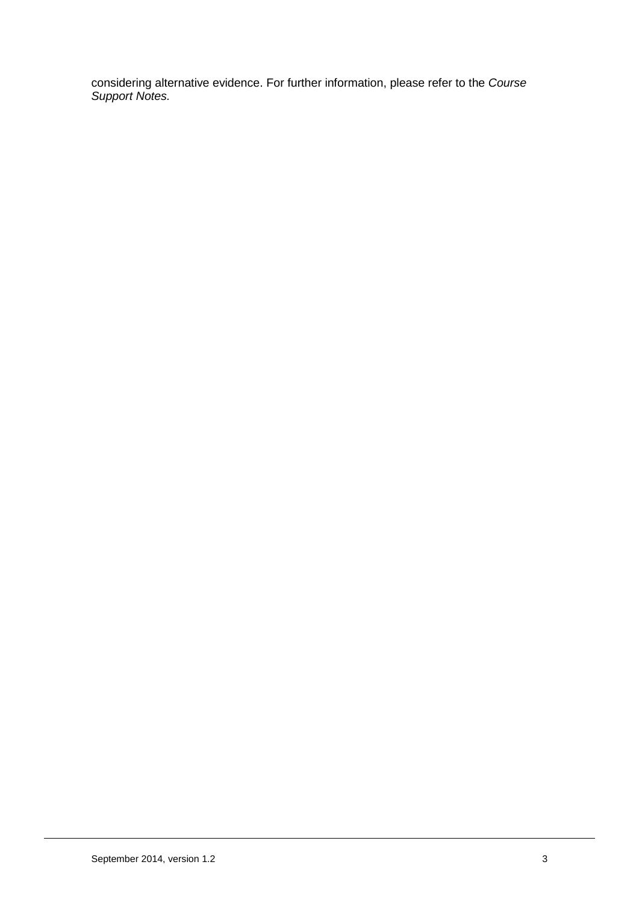considering alternative evidence. For further information, please refer to the *Course Support Notes.*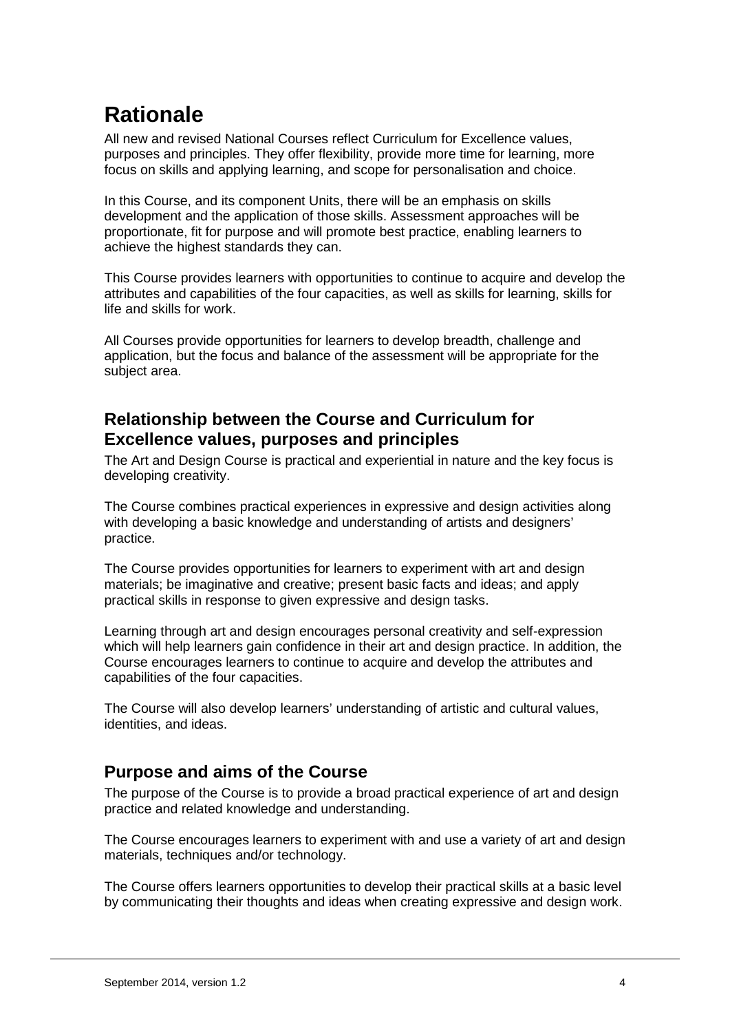# Rationale

All new and revised National Courses reflect Curriculum for Excellence values, purposes and principles. They offer flexibility, provide more time for learning, more focus on skills and applying learning, and scope for personalisation and choice.

In this Course, and its component Units, there will be an emphasis on skills development and the application of those skills. Assessment approaches will be proportionate, fit for purpose and will promote best practice, enabling learners to achieve the highest standards they can.

This Course provides learners with opportunities to continue to acquire and develop the attributes and capabilities of the four capacities, as well as skills for learning, skills for life and skills for work.

All Courses provide opportunities for learners to develop breadth, challenge and application, but the focus and balance of the assessment will be appropriate for the subject area.

## Relationship between the Course and Curriculum for Excellence values, purposes and principles

The Art and Design Course is practical and experiential in nature and the key focus is developing creativity.

The Course combines practical experiences in expressive and design activities along with developing a basic knowledge and understanding of artists and designers' practice.

The Course provides opportunities for learners to experiment with art and design materials; be imaginative and creative; present basic facts and ideas; and apply practical skills in response to given expressive and design tasks.

Learning through art and design encourages personal creativity and self-expression which will help learners gain confidence in their art and design practice. In addition, the Course encourages learners to continue to acquire and develop the attributes and capabilities of the four capacities.

The Course will also develop learners' understanding of artistic and cultural values, identities, and ideas.

## Purpose and aims of the Course

The purpose of the Course is to provide a broad practical experience of art and design practice and related knowledge and understanding.

The Course encourages learners to experiment with and use a variety of art and design materials, techniques and/or technology.

The Course offers learners opportunities to develop their practical skills at a basic level by communicating their thoughts and ideas when creating expressive and design work.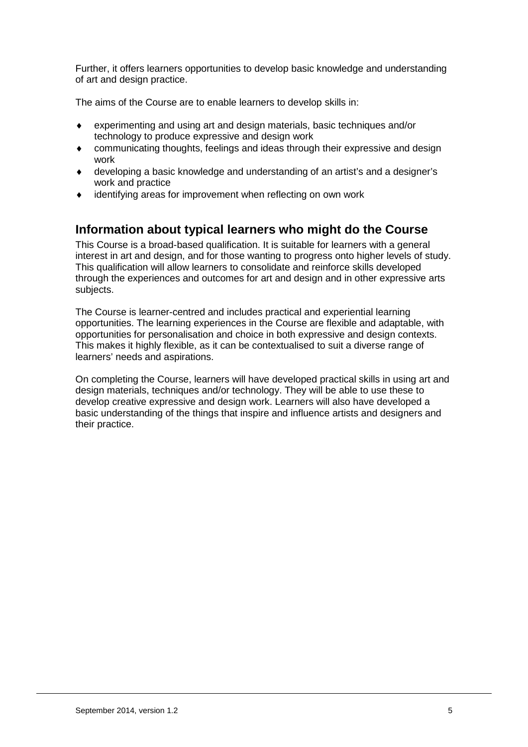Further, it offers learners opportunities to develop basic knowledge and understanding of art and design practice.

The aims of the Course are to enable learners to develop skills in:

- experimenting and using art and design materials, basic techniques and/or technology to produce expressive and design work
- communicating thoughts, feelings and ideas through their expressive and design work
- developing a basic knowledge and understanding of an artist's and a designer's work and practice
- identifying areas for improvement when reflecting on own work

## Information about typical learners who might do the Course

This Course is a broad-based qualification. It is suitable for learners with a general interest in art and design, and for those wanting to progress onto higher levels of study. This qualification will allow learners to consolidate and reinforce skills developed through the experiences and outcomes for art and design and in other expressive arts subjects.

The Course is learner-centred and includes practical and experiential learning opportunities. The learning experiences in the Course are flexible and adaptable, with opportunities for personalisation and choice in both expressive and design contexts. This makes it highly flexible, as it can be contextualised to suit a diverse range of learners' needs and aspirations.

On completing the Course, learners will have developed practical skills in using art and design materials, techniques and/or technology. They will be able to use these to develop creative expressive and design work. Learners will also have developed a basic understanding of the things that inspire and influence artists and designers and their practice.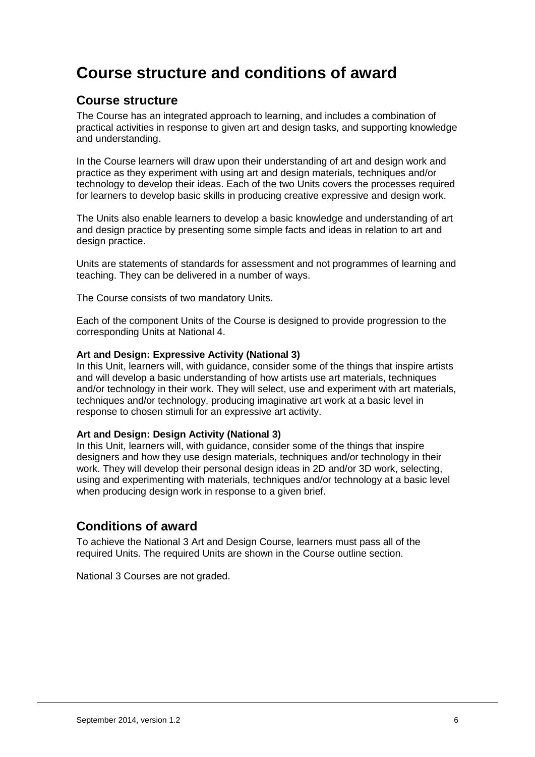# Course structure and conditions of award

## Course structure

The Course has an integrated approach to learning, and includes a combination of practical activities in response to given art and design tasks, and supporting knowledge and understanding.

In the Course learners will draw upon their understanding of art and design work and practice as they experiment with using art and design materials, techniques and/or technology to develop their ideas. Each of the two Units covers the processes required for learners to develop basic skills in producing creative expressive and design work.

The Units also enable learners to develop a basic knowledge and understanding of art and design practice by presenting some simple facts and ideas in relation to art and design practice.

Units are statements of standards for assessment and not programmes of learning and teaching. They can be delivered in a number of ways.

The Course consists of two mandatory Units.

Each of the component Units of the Course is designed to provide progression to the corresponding Units at National 4.

**Art and Design: Expressive Activity (National 3)**
In this Unit, learners will, with guidance, consider some of the things that inspire artists and will develop a basic understanding of how artists use art materials, techniques and/or technology in their work. They will select, use and experiment with art materials, techniques and/or technology, producing imaginative art work at a basic level in response to chosen stimuli for an expressive art activity.

**Art and Design: Design Activity (National 3)**
In this Unit, learners will, with guidance, consider some of the things that inspire designers and how they use design materials, techniques and/or technology in their work. They will develop their personal design ideas in 2D and/or 3D work, selecting, using and experimenting with materials, techniques and/or technology at a basic level when producing design work in response to a given brief.

## Conditions of award

To achieve the National 3 Art and Design Course, learners must pass all of the required Units. The required Units are shown in the Course outline section.

National 3 Courses are not graded.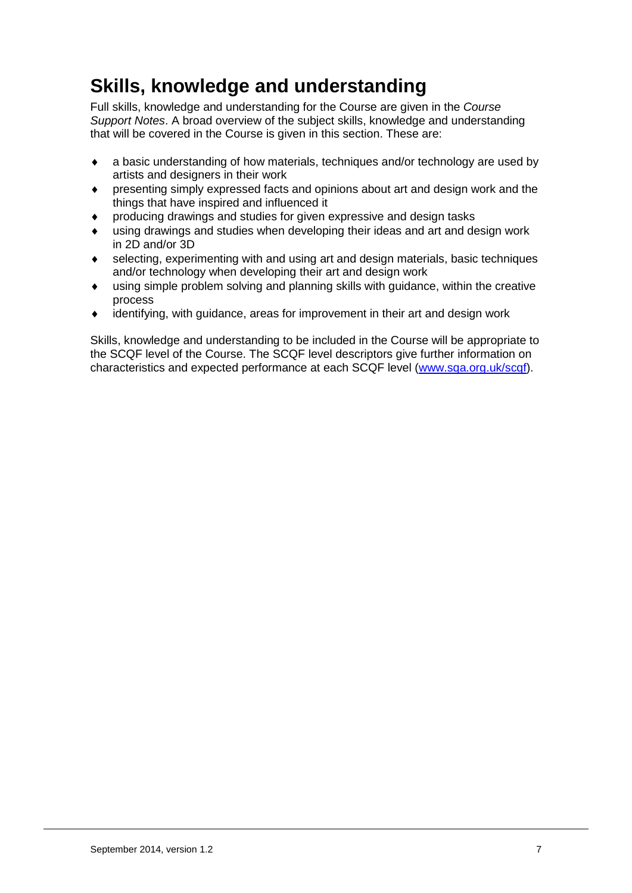## Skills, knowledge and understanding

Full skills, knowledge and understanding for the Course are given in the *Course Support Notes*. A broad overview of the subject skills, knowledge and understanding that will be covered in the Course is given in this section. These are:

- a basic understanding of how materials, techniques and/or technology are used by artists and designers in their work
- presenting simply expressed facts and opinions about art and design work and the things that have inspired and influenced it
- producing drawings and studies for given expressive and design tasks
- using drawings and studies when developing their ideas and art and design work in 2D and/or 3D
- selecting, experimenting with and using art and design materials, basic techniques and/or technology when developing their art and design work
- using simple problem solving and planning skills with guidance, within the creative process
- identifying, with guidance, areas for improvement in their art and design work

Skills, knowledge and understanding to be included in the Course will be appropriate to the SCQF level of the Course. The SCQF level descriptors give further information on characteristics and expected performance at each SCQF level (www.sqa.org.uk/scqf).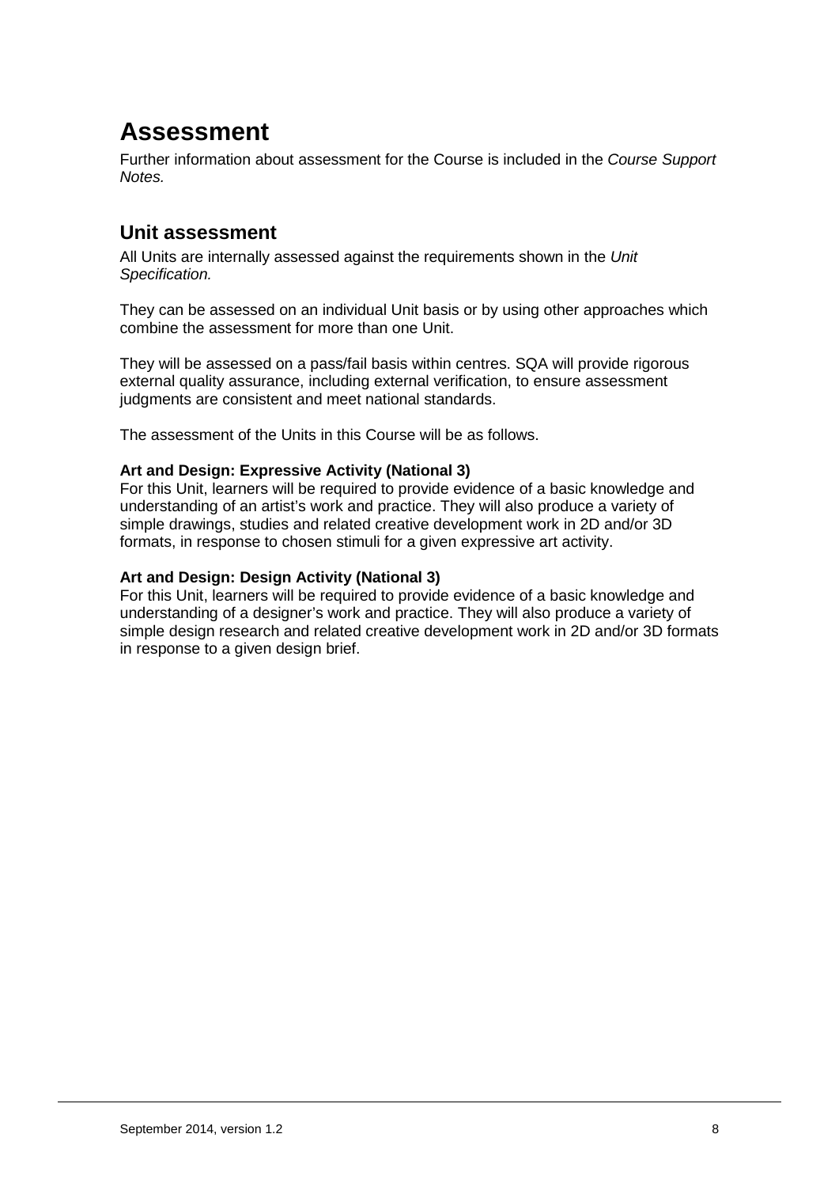# Assessment

Further information about assessment for the Course is included in the *Course Support Notes.*

## Unit assessment

All Units are internally assessed against the requirements shown in the *Unit Specification.*

They can be assessed on an individual Unit basis or by using other approaches which combine the assessment for more than one Unit.

They will be assessed on a pass/fail basis within centres. SQA will provide rigorous external quality assurance, including external verification, to ensure assessment judgments are consistent and meet national standards.

The assessment of the Units in this Course will be as follows.

**Art and Design: Expressive Activity (National 3)**
For this Unit, learners will be required to provide evidence of a basic knowledge and understanding of an artist's work and practice. They will also produce a variety of simple drawings, studies and related creative development work in 2D and/or 3D formats, in response to chosen stimuli for a given expressive art activity.

**Art and Design: Design Activity (National 3)**
For this Unit, learners will be required to provide evidence of a basic knowledge and understanding of a designer's work and practice. They will also produce a variety of simple design research and related creative development work in 2D and/or 3D formats in response to a given design brief.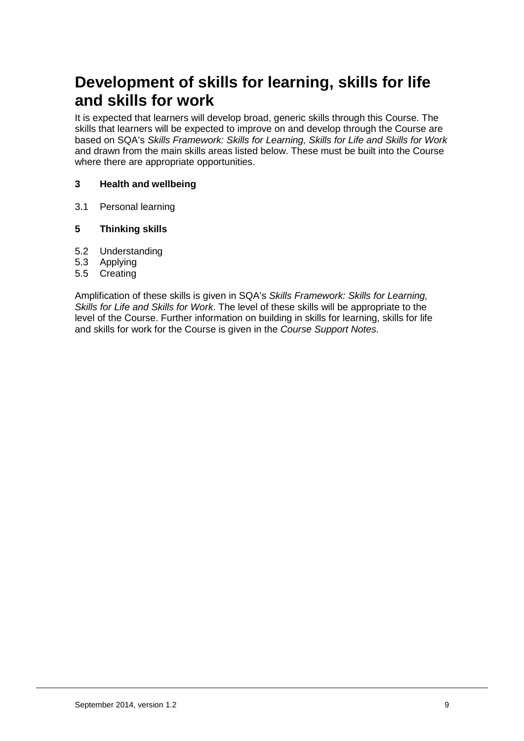# Development of skills for learning, skills for life and skills for work

It is expected that learners will develop broad, generic skills through this Course. The skills that learners will be expected to improve on and develop through the Course are based on SQA's *Skills Framework: Skills for Learning, Skills for Life and Skills for Work* and drawn from the main skills areas listed below. These must be built into the Course where there are appropriate opportunities.

**3 Health and wellbeing**

3.1 Personal learning

**5 Thinking skills**

5.2 Understanding
5.3 Applying
5.5 Creating

Amplification of these skills is given in SQA's *Skills Framework: Skills for Learning, Skills for Life and Skills for Work*. The level of these skills will be appropriate to the level of the Course. Further information on building in skills for learning, skills for life and skills for work for the Course is given in the *Course Support Notes*.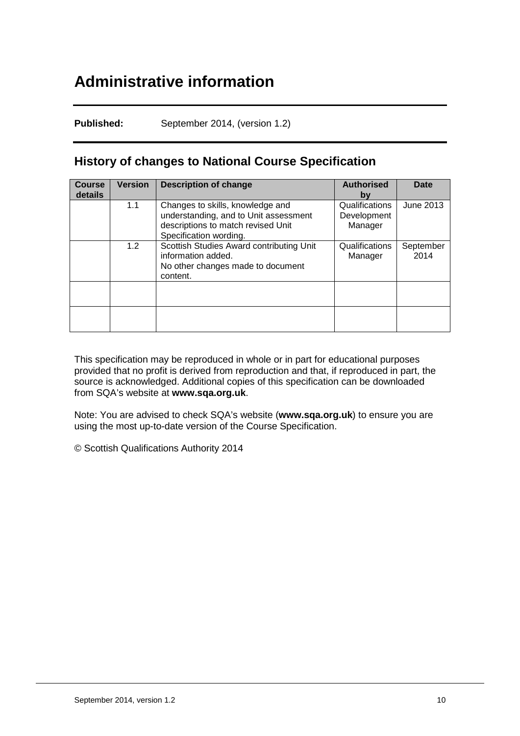# Administrative information

**Published:** September 2014, (version 1.2)

## History of changes to National Course Specification

| Course details | Version | Description of change | Authorised by | Date |
|---|---|---|---|---|
| | 1.1 | Changes to skills, knowledge and understanding, and to Unit assessment descriptions to match revised Unit Specification wording. | Qualifications Development Manager | June 2013 |
| | 1.2 | Scottish Studies Award contributing Unit information added.<br>No other changes made to document content. | Qualifications Manager | September 2014 |
| | | | | |
| | | | | |

This specification may be reproduced in whole or in part for educational purposes provided that no profit is derived from reproduction and that, if reproduced in part, the source is acknowledged. Additional copies of this specification can be downloaded from SQA's website at **www.sqa.org.uk**.

Note: You are advised to check SQA's website (**www.sqa.org.uk**) to ensure you are using the most up-to-date version of the Course Specification.

© Scottish Qualifications Authority 2014